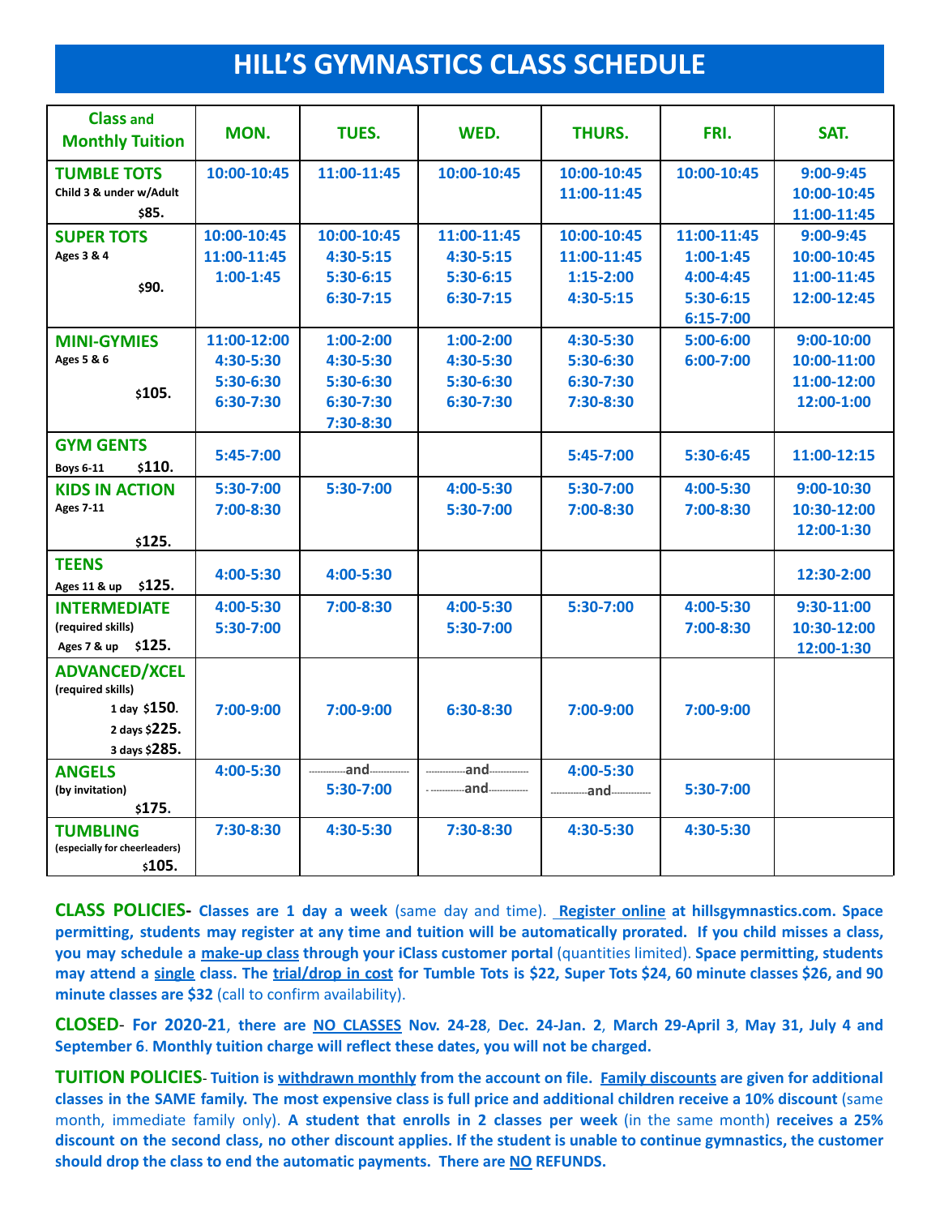# HILL'S GYMNASTICS CLASS SCHEDULE

| Class and Monthly Tuition | MON. | TUES. | WED. | THURS. | FRI. | SAT. |
|---|---|---|---|---|---|---|
| **TUMBLE TOTS** Child 3 & under w/Adult $85. | 10:00-10:45 | 11:00-11:45 | 10:00-10:45 | 10:00-10:45<br>11:00-11:45 | 10:00-10:45 | 9:00-9:45<br>10:00-10:45<br>11:00-11:45 |
| **SUPER TOTS** Ages 3 & 4 $90. | 10:00-10:45<br>11:00-11:45<br>1:00-1:45 | 10:00-10:45<br>4:30-5:15<br>5:30-6:15<br>6:30-7:15 | 11:00-11:45<br>4:30-5:15<br>5:30-6:15<br>6:30-7:15 | 10:00-10:45<br>11:00-11:45<br>1:15-2:00<br>4:30-5:15 | 11:00-11:45<br>1:00-1:45<br>4:00-4:45<br>5:30-6:15<br>6:15-7:00 | 9:00-9:45<br>10:00-10:45<br>11:00-11:45<br>12:00-12:45 |
| **MINI-GYMIES** Ages 5 & 6 $105. | 11:00-12:00<br>4:30-5:30<br>5:30-6:30<br>6:30-7:30 | 1:00-2:00<br>4:30-5:30<br>5:30-6:30<br>6:30-7:30<br>7:30-8:30 | 1:00-2:00<br>4:30-5:30<br>5:30-6:30<br>6:30-7:30 | 4:30-5:30<br>5:30-6:30<br>6:30-7:30<br>7:30-8:30 | 5:00-6:00<br>6:00-7:00 | 9:00-10:00<br>10:00-11:00<br>11:00-12:00<br>12:00-1:00 |
| **GYM GENTS** Boys 6-11 $110. | 5:45-7:00 | | | 5:45-7:00 | 5:30-6:45 | 11:00-12:15 |
| **KIDS IN ACTION** Ages 7-11 $125. | 5:30-7:00<br>7:00-8:30 | 5:30-7:00 | 4:00-5:30<br>5:30-7:00 | 5:30-7:00<br>7:00-8:30 | 4:00-5:30<br>7:00-8:30 | 9:00-10:30<br>10:30-12:00<br>12:00-1:30 |
| **TEENS** Ages 11 & up $125. | 4:00-5:30 | 4:00-5:30 | | | | 12:30-2:00 |
| **INTERMEDIATE** (required skills) Ages 7 & up $125. | 4:00-5:30<br>5:30-7:00 | 7:00-8:30 | 4:00-5:30<br>5:30-7:00 | 5:30-7:00 | 4:00-5:30<br>7:00-8:30 | 9:30-11:00<br>10:30-12:00<br>12:00-1:30 |
| **ADVANCED/XCEL** (required skills) 1 day $150. 2 days $225. 3 days $285. | 7:00-9:00 | 7:00-9:00 | 6:30-8:30 | 7:00-9:00 | 7:00-9:00 | |
| **ANGELS** (by invitation) $175. | 4:00-5:30 | ------and------<br>5:30-7:00 | ------and------<br>------and------ | 4:00-5:30<br>------and------ | 5:30-7:00 | |
| **TUMBLING** (especially for cheerleaders) $105. | 7:30-8:30 | 4:30-5:30 | 7:30-8:30 | 4:30-5:30 | 4:30-5:30 | |

**CLASS POLICIES- Classes are 1 day a week** (same day and time). **Register online at hillsgymnastics.com. Space permitting, students may register at any time and tuition will be automatically prorated. If you child misses a class, you may schedule a make-up class through your iClass customer portal** (quantities limited). **Space permitting, students may attend a single class. The trial/drop in cost for Tumble Tots is $22, Super Tots $24, 60 minute classes $26, and 90 minute classes are $32** (call to confirm availability).

**CLOSED- For 2020-21, there are NO CLASSES Nov. 24-28, Dec. 24-Jan. 2, March 29-April 3, May 31, July 4 and September 6. Monthly tuition charge will reflect these dates, you will not be charged.**

**TUITION POLICIES- Tuition is withdrawn monthly from the account on file. Family discounts are given for additional classes in the SAME family. The most expensive class is full price and additional children receive a 10% discount** (same month, immediate family only). **A student that enrolls in 2 classes per week** (in the same month) **receives a 25% discount on the second class, no other discount applies. If the student is unable to continue gymnastics, the customer should drop the class to end the automatic payments. There are NO REFUNDS.**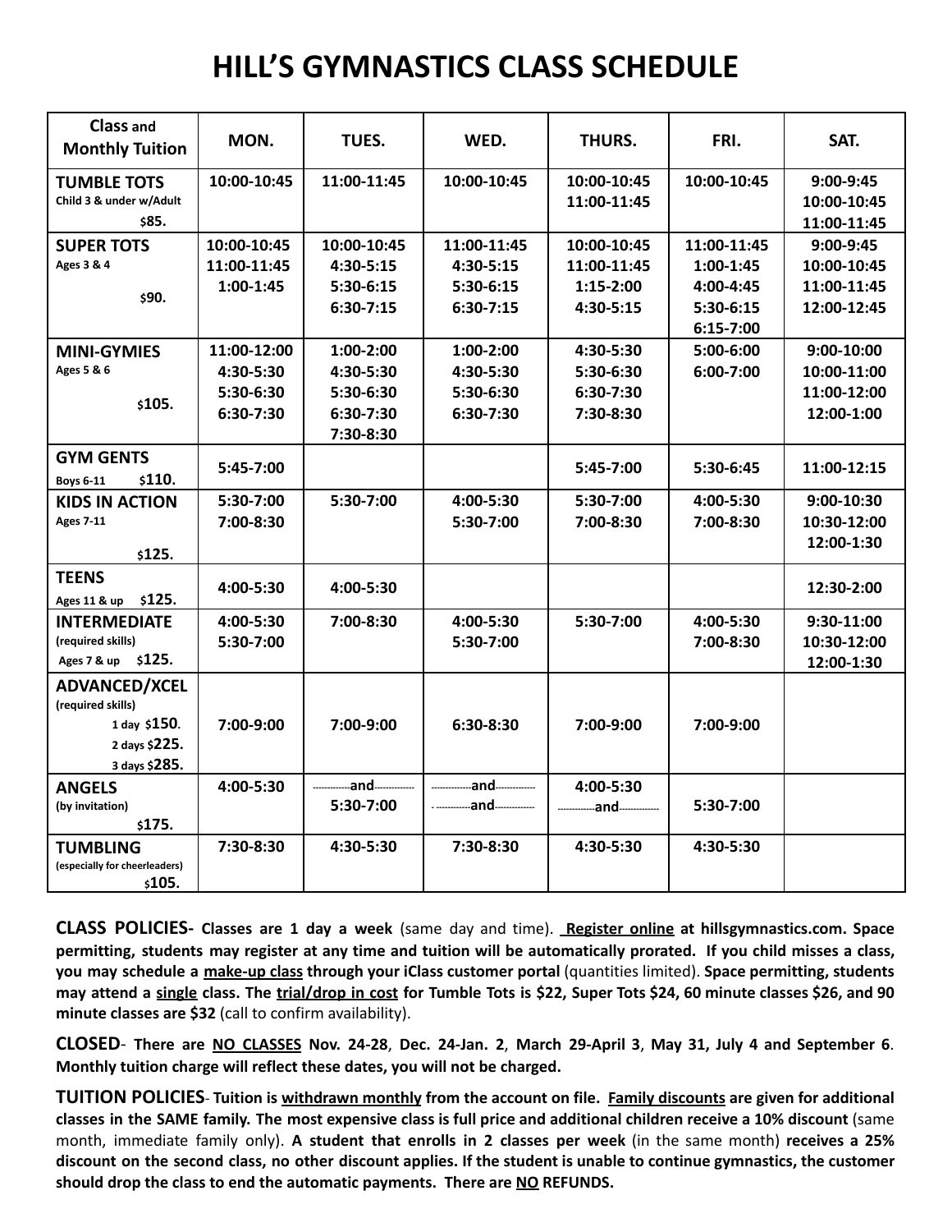# HILL'S GYMNASTICS CLASS SCHEDULE

| Class and Monthly Tuition | MON. | TUES. | WED. | THURS. | FRI. | SAT. |
|---|---|---|---|---|---|---|
| **TUMBLE TOTS** Child 3 & under w/Adult $85. | 10:00-10:45 | 11:00-11:45 | 10:00-10:45 | 10:00-10:45<br>11:00-11:45 | 10:00-10:45 | 9:00-9:45<br>10:00-10:45<br>11:00-11:45 |
| **SUPER TOTS** Ages 3 & 4 $90. | 10:00-10:45<br>11:00-11:45<br>1:00-1:45 | 10:00-10:45<br>4:30-5:15<br>5:30-6:15<br>6:30-7:15 | 11:00-11:45<br>4:30-5:15<br>5:30-6:15<br>6:30-7:15 | 10:00-10:45<br>11:00-11:45<br>1:15-2:00<br>4:30-5:15 | 11:00-11:45<br>1:00-1:45<br>4:00-4:45<br>5:30-6:15<br>6:15-7:00 | 9:00-9:45<br>10:00-10:45<br>11:00-11:45<br>12:00-12:45 |
| **MINI-GYMIES** Ages 5 & 6 $105. | 11:00-12:00<br>4:30-5:30<br>5:30-6:30<br>6:30-7:30 | 1:00-2:00<br>4:30-5:30<br>5:30-6:30<br>6:30-7:30<br>7:30-8:30 | 1:00-2:00<br>4:30-5:30<br>5:30-6:30<br>6:30-7:30 | 4:30-5:30<br>5:30-6:30<br>6:30-7:30<br>7:30-8:30 | 5:00-6:00<br>6:00-7:00 | 9:00-10:00<br>10:00-11:00<br>11:00-12:00<br>12:00-1:00 |
| **GYM GENTS** Boys 6-11 $110. | 5:45-7:00 | | | 5:45-7:00 | 5:30-6:45 | 11:00-12:15 |
| **KIDS IN ACTION** Ages 7-11 $125. | 5:30-7:00<br>7:00-8:30 | 5:30-7:00 | 4:00-5:30<br>5:30-7:00 | 5:30-7:00<br>7:00-8:30 | 4:00-5:30<br>7:00-8:30 | 9:00-10:30<br>10:30-12:00<br>12:00-1:30 |
| **TEENS** Ages 11 & up $125. | 4:00-5:30 | 4:00-5:30 | | | | 12:30-2:00 |
| **INTERMEDIATE** (required skills) Ages 7 & up $125. | 4:00-5:30<br>5:30-7:00 | 7:00-8:30 | 4:00-5:30<br>5:30-7:00 | 5:30-7:00 | 4:00-5:30<br>7:00-8:30 | 9:30-11:00<br>10:30-12:00<br>12:00-1:30 |
| **ADVANCED/XCEL** (required skills) 1 day $150. 2 days $225. 3 days $285. | 7:00-9:00 | 7:00-9:00 | 6:30-8:30 | 7:00-9:00 | 7:00-9:00 | |
| **ANGELS** (by invitation) $175. | 4:00-5:30 | ------and------<br>5:30-7:00 | ------and------<br>------and------ | 4:00-5:30<br>------and------ | 5:30-7:00 | |
| **TUMBLING** (especially for cheerleaders) $105. | 7:30-8:30 | 4:30-5:30 | 7:30-8:30 | 4:30-5:30 | 4:30-5:30 | |

**CLASS POLICIES- Classes are 1 day a week** (same day and time). **Register online at hillsgymnastics.com. Space permitting, students may register at any time and tuition will be automatically prorated. If you child misses a class, you may schedule a make-up class through your iClass customer portal** (quantities limited). **Space permitting, students may attend a single class. The trial/drop in cost for Tumble Tots is $22, Super Tots $24, 60 minute classes $26, and 90 minute classes are $32** (call to confirm availability).

**CLOSED- There are NO CLASSES Nov. 24-28, Dec. 24-Jan. 2, March 29-April 3, May 31, July 4 and September 6. Monthly tuition charge will reflect these dates, you will not be charged.**

**TUITION POLICIES- Tuition is withdrawn monthly from the account on file. Family discounts are given for additional classes in the SAME family. The most expensive class is full price and additional children receive a 10% discount** (same month, immediate family only). **A student that enrolls in 2 classes per week** (in the same month) **receives a 25% discount on the second class, no other discount applies. If the student is unable to continue gymnastics, the customer should drop the class to end the automatic payments. There are NO REFUNDS.**